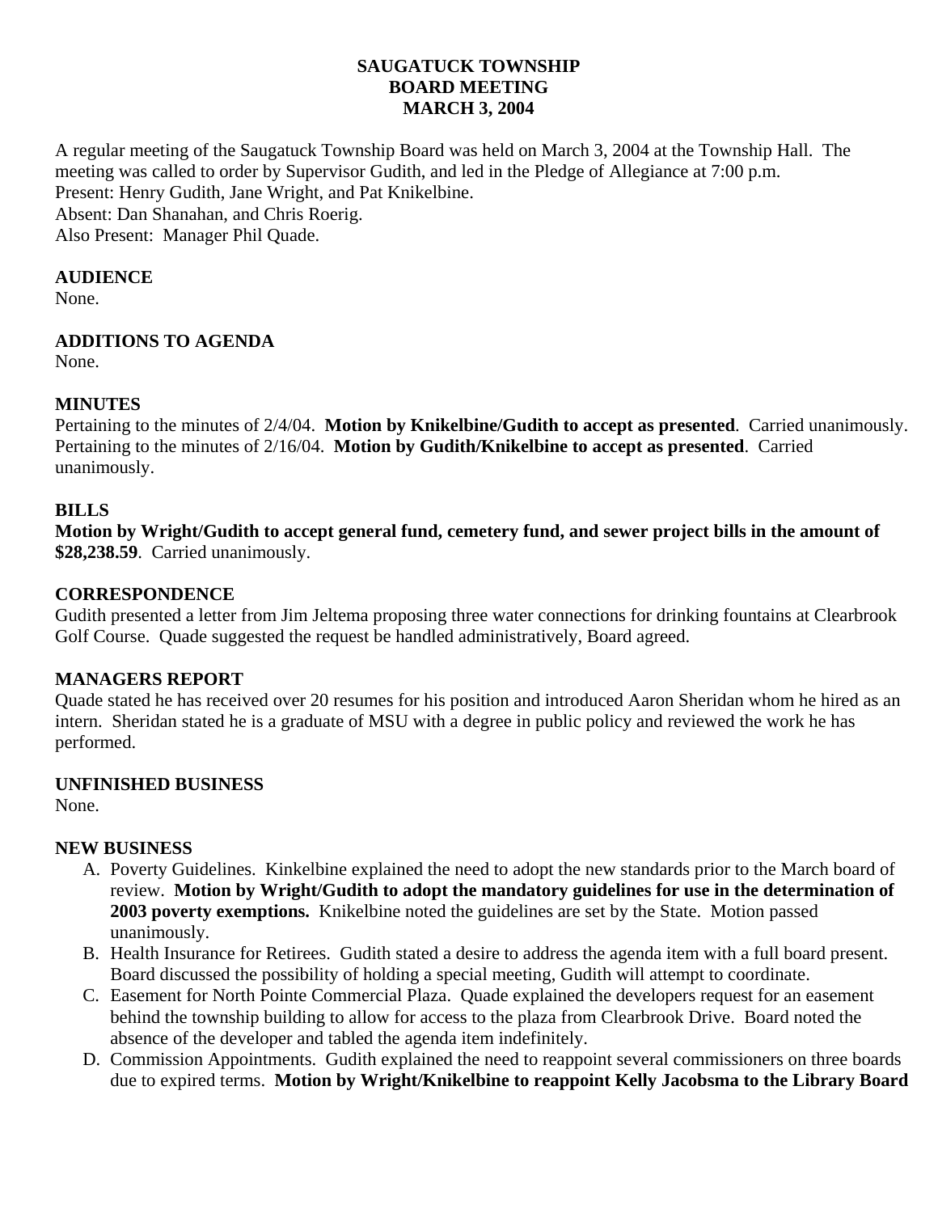# SAUGATUCK TOWNSHIP
# BOARD MEETING
# MARCH 3, 2004

A regular meeting of the Saugatuck Township Board was held on March 3, 2004 at the Township Hall. The meeting was called to order by Supervisor Gudith, and led in the Pledge of Allegiance at 7:00 p.m.
Present: Henry Gudith, Jane Wright, and Pat Knikelbine.
Absent: Dan Shanahan, and Chris Roerig.
Also Present: Manager Phil Quade.

**AUDIENCE**
None.

**ADDITIONS TO AGENDA**
None.

**MINUTES**
Pertaining to the minutes of 2/4/04. **Motion by Knikelbine/Gudith to accept as presented**. Carried unanimously.
Pertaining to the minutes of 2/16/04. **Motion by Gudith/Knikelbine to accept as presented**. Carried unanimously.

**BILLS**
**Motion by Wright/Gudith to accept general fund, cemetery fund, and sewer project bills in the amount of $28,238.59**. Carried unanimously.

**CORRESPONDENCE**
Gudith presented a letter from Jim Jeltema proposing three water connections for drinking fountains at Clearbrook Golf Course. Quade suggested the request be handled administratively, Board agreed.

**MANAGERS REPORT**
Quade stated he has received over 20 resumes for his position and introduced Aaron Sheridan whom he hired as an intern. Sheridan stated he is a graduate of MSU with a degree in public policy and reviewed the work he has performed.

**UNFINISHED BUSINESS**
None.

**NEW BUSINESS**

A. Poverty Guidelines. Kinkelbine explained the need to adopt the new standards prior to the March board of review. **Motion by Wright/Gudith to adopt the mandatory guidelines for use in the determination of 2003 poverty exemptions.** Knikelbine noted the guidelines are set by the State. Motion passed unanimously.
B. Health Insurance for Retirees. Gudith stated a desire to address the agenda item with a full board present. Board discussed the possibility of holding a special meeting, Gudith will attempt to coordinate.
C. Easement for North Pointe Commercial Plaza. Quade explained the developers request for an easement behind the township building to allow for access to the plaza from Clearbrook Drive. Board noted the absence of the developer and tabled the agenda item indefinitely.
D. Commission Appointments. Gudith explained the need to reappoint several commissioners on three boards due to expired terms. **Motion by Wright/Knikelbine to reappoint Kelly Jacobsma to the Library Board**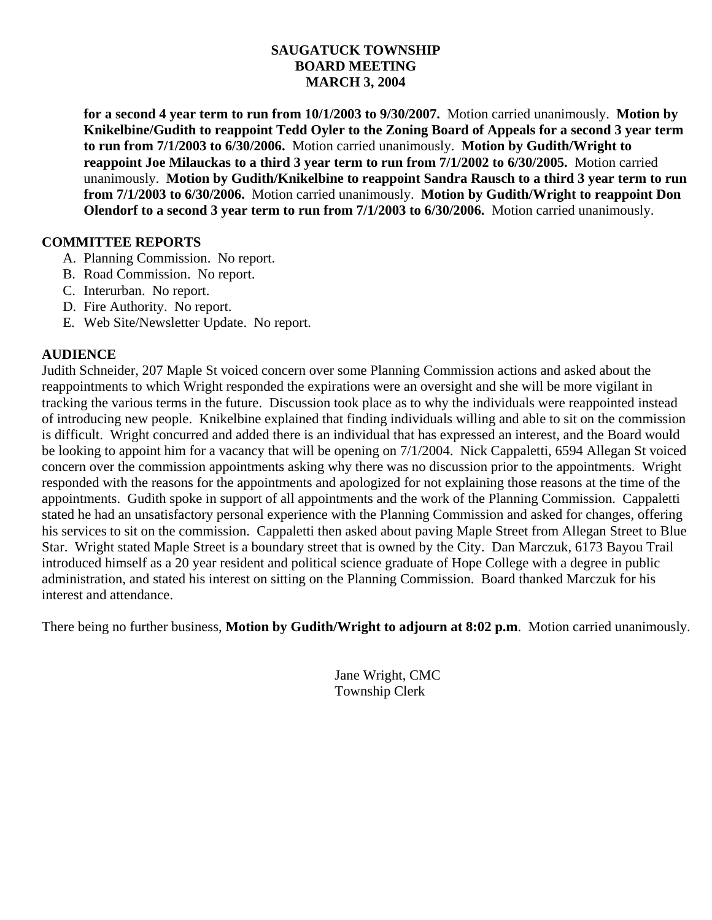**for a second 4 year term to run from 10/1/2003 to 9/30/2007.** Motion carried unanimously. **Motion by Knikelbine/Gudith to reappoint Tedd Oyler to the Zoning Board of Appeals for a second 3 year term to run from 7/1/2003 to 6/30/2006.** Motion carried unanimously. **Motion by Gudith/Wright to reappoint Joe Milauckas to a third 3 year term to run from 7/1/2002 to 6/30/2005.** Motion carried unanimously. **Motion by Gudith/Knikelbine to reappoint Sandra Rausch to a third 3 year term to run from 7/1/2003 to 6/30/2006.** Motion carried unanimously. **Motion by Gudith/Wright to reappoint Don Olendorf to a second 3 year term to run from 7/1/2003 to 6/30/2006.** Motion carried unanimously.

## COMMITTEE REPORTS

A. Planning Commission. No report.
B. Road Commission. No report.
C. Interurban. No report.
D. Fire Authority. No report.
E. Web Site/Newsletter Update. No report.

## AUDIENCE

Judith Schneider, 207 Maple St voiced concern over some Planning Commission actions and asked about the reappointments to which Wright responded the expirations were an oversight and she will be more vigilant in tracking the various terms in the future. Discussion took place as to why the individuals were reappointed instead of introducing new people. Knikelbine explained that finding individuals willing and able to sit on the commission is difficult. Wright concurred and added there is an individual that has expressed an interest, and the Board would be looking to appoint him for a vacancy that will be opening on 7/1/2004. Nick Cappaletti, 6594 Allegan St voiced concern over the commission appointments asking why there was no discussion prior to the appointments. Wright responded with the reasons for the appointments and apologized for not explaining those reasons at the time of the appointments. Gudith spoke in support of all appointments and the work of the Planning Commission. Cappaletti stated he had an unsatisfactory personal experience with the Planning Commission and asked for changes, offering his services to sit on the commission. Cappaletti then asked about paving Maple Street from Allegan Street to Blue Star. Wright stated Maple Street is a boundary street that is owned by the City. Dan Marczuk, 6173 Bayou Trail introduced himself as a 20 year resident and political science graduate of Hope College with a degree in public administration, and stated his interest on sitting on the Planning Commission. Board thanked Marczuk for his interest and attendance.

There being no further business, **Motion by Gudith/Wright to adjourn at 8:02 p.m**. Motion carried unanimously.

Jane Wright, CMC
Township Clerk